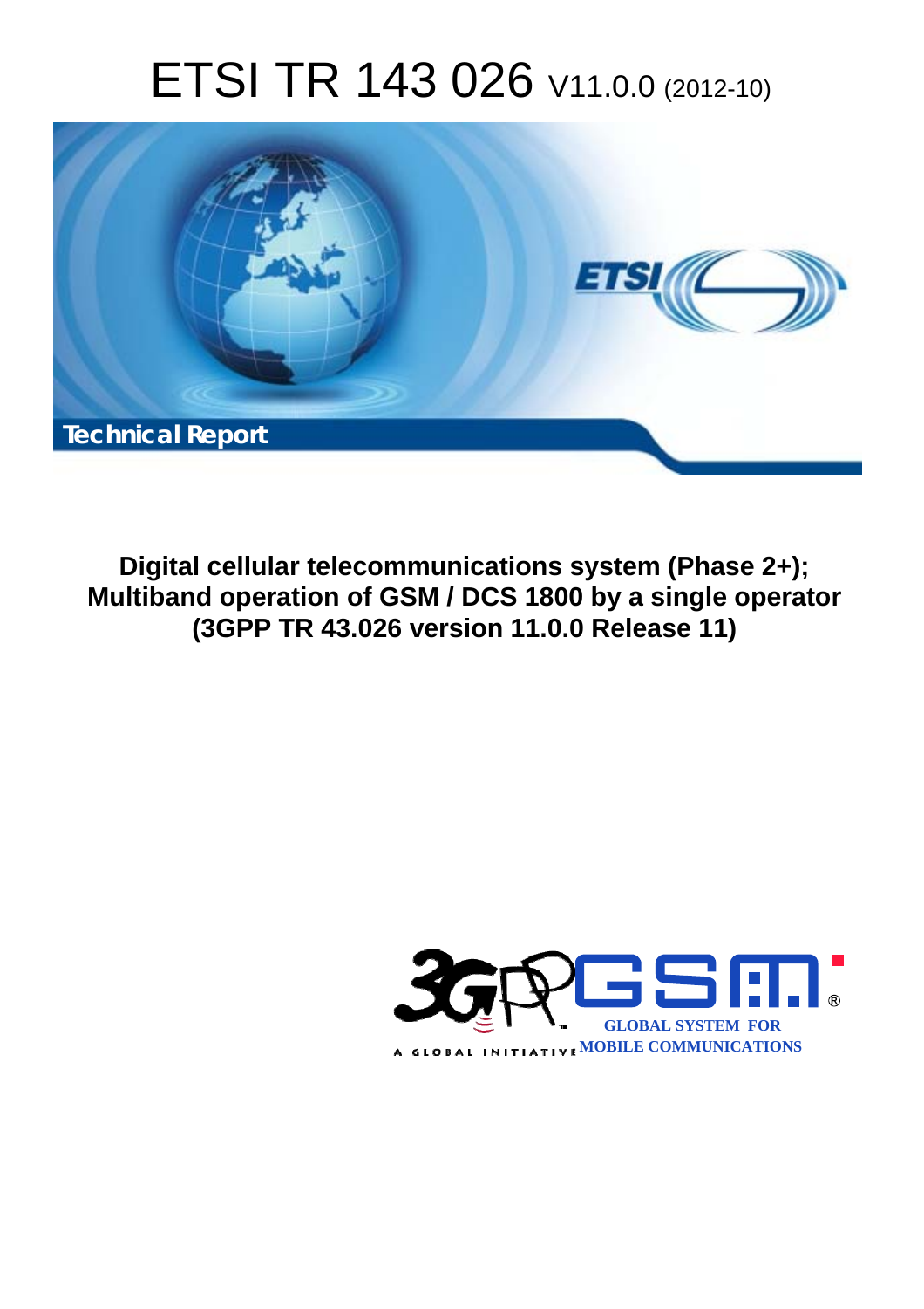# ETSI TR 143 026 V11.0.0 (2012-10)

Technical Report

**Digital cellular telecommunications system (Phase 2+); Multiband operation of GSM / DCS 1800 by a single operator (3GPP TR 43.026 version 11.0.0 Release 11)**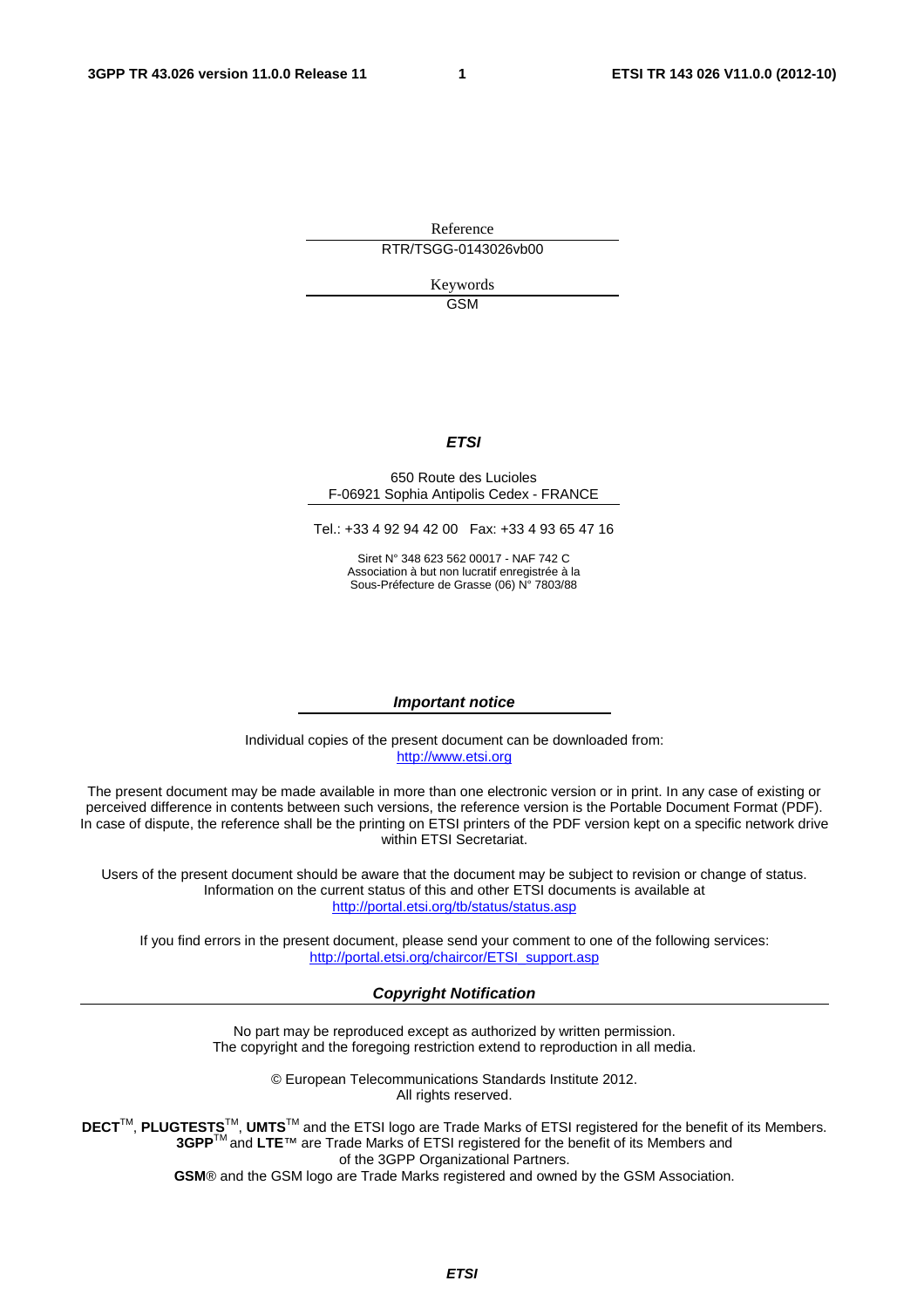Reference

RTR/TSGG-0143026vb00

Keywords

GSM

***ETSI***

650 Route des Lucioles
F-06921 Sophia Antipolis Cedex - FRANCE

Tel.: +33 4 92 94 42 00 Fax: +33 4 93 65 47 16

Siret N° 348 623 562 00017 - NAF 742 C
Association à but non lucratif enregistrée à la
Sous-Préfecture de Grasse (06) N° 7803/88

***Important notice***

Individual copies of the present document can be downloaded from:
http://www.etsi.org

The present document may be made available in more than one electronic version or in print. In any case of existing or perceived difference in contents between such versions, the reference version is the Portable Document Format (PDF). In case of dispute, the reference shall be the printing on ETSI printers of the PDF version kept on a specific network drive within ETSI Secretariat.

Users of the present document should be aware that the document may be subject to revision or change of status. Information on the current status of this and other ETSI documents is available at
http://portal.etsi.org/tb/status/status.asp

If you find errors in the present document, please send your comment to one of the following services:
http://portal.etsi.org/chaircor/ETSI_support.asp

***Copyright Notification***

No part may be reproduced except as authorized by written permission.
The copyright and the foregoing restriction extend to reproduction in all media.

© European Telecommunications Standards Institute 2012.
All rights reserved.

**DECT**™, **PLUGTESTS**™, **UMTS**™ and the ETSI logo are Trade Marks of ETSI registered for the benefit of its Members.
**3GPP**™ and **LTE**™ are Trade Marks of ETSI registered for the benefit of its Members and of the 3GPP Organizational Partners.
**GSM**® and the GSM logo are Trade Marks registered and owned by the GSM Association.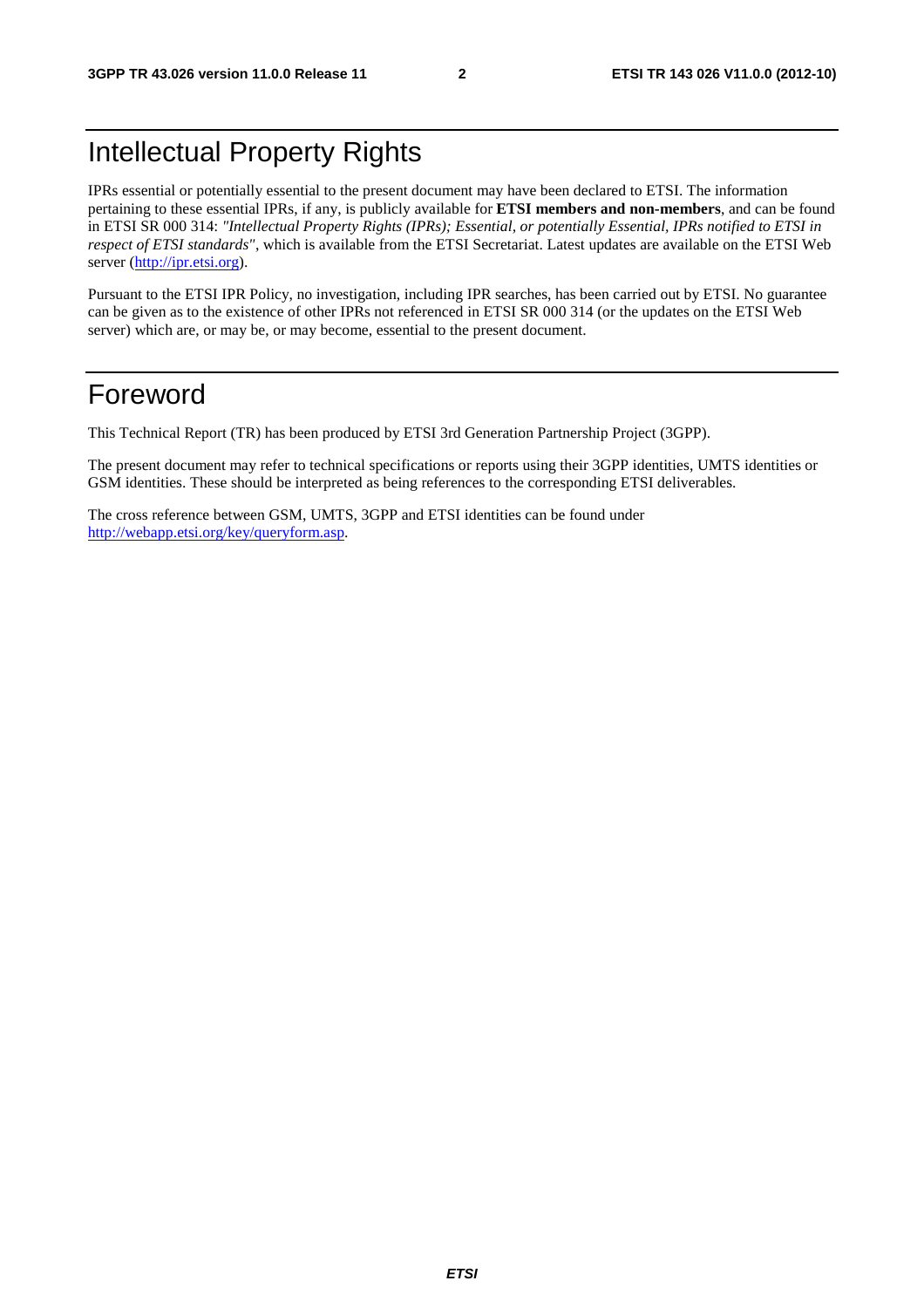# Intellectual Property Rights

IPRs essential or potentially essential to the present document may have been declared to ETSI. The information pertaining to these essential IPRs, if any, is publicly available for **ETSI members and non-members**, and can be found in ETSI SR 000 314: *"Intellectual Property Rights (IPRs); Essential, or potentially Essential, IPRs notified to ETSI in respect of ETSI standards"*, which is available from the ETSI Secretariat. Latest updates are available on the ETSI Web server (http://ipr.etsi.org).

Pursuant to the ETSI IPR Policy, no investigation, including IPR searches, has been carried out by ETSI. No guarantee can be given as to the existence of other IPRs not referenced in ETSI SR 000 314 (or the updates on the ETSI Web server) which are, or may be, or may become, essential to the present document.

# Foreword

This Technical Report (TR) has been produced by ETSI 3rd Generation Partnership Project (3GPP).

The present document may refer to technical specifications or reports using their 3GPP identities, UMTS identities or GSM identities. These should be interpreted as being references to the corresponding ETSI deliverables.

The cross reference between GSM, UMTS, 3GPP and ETSI identities can be found under http://webapp.etsi.org/key/queryform.asp.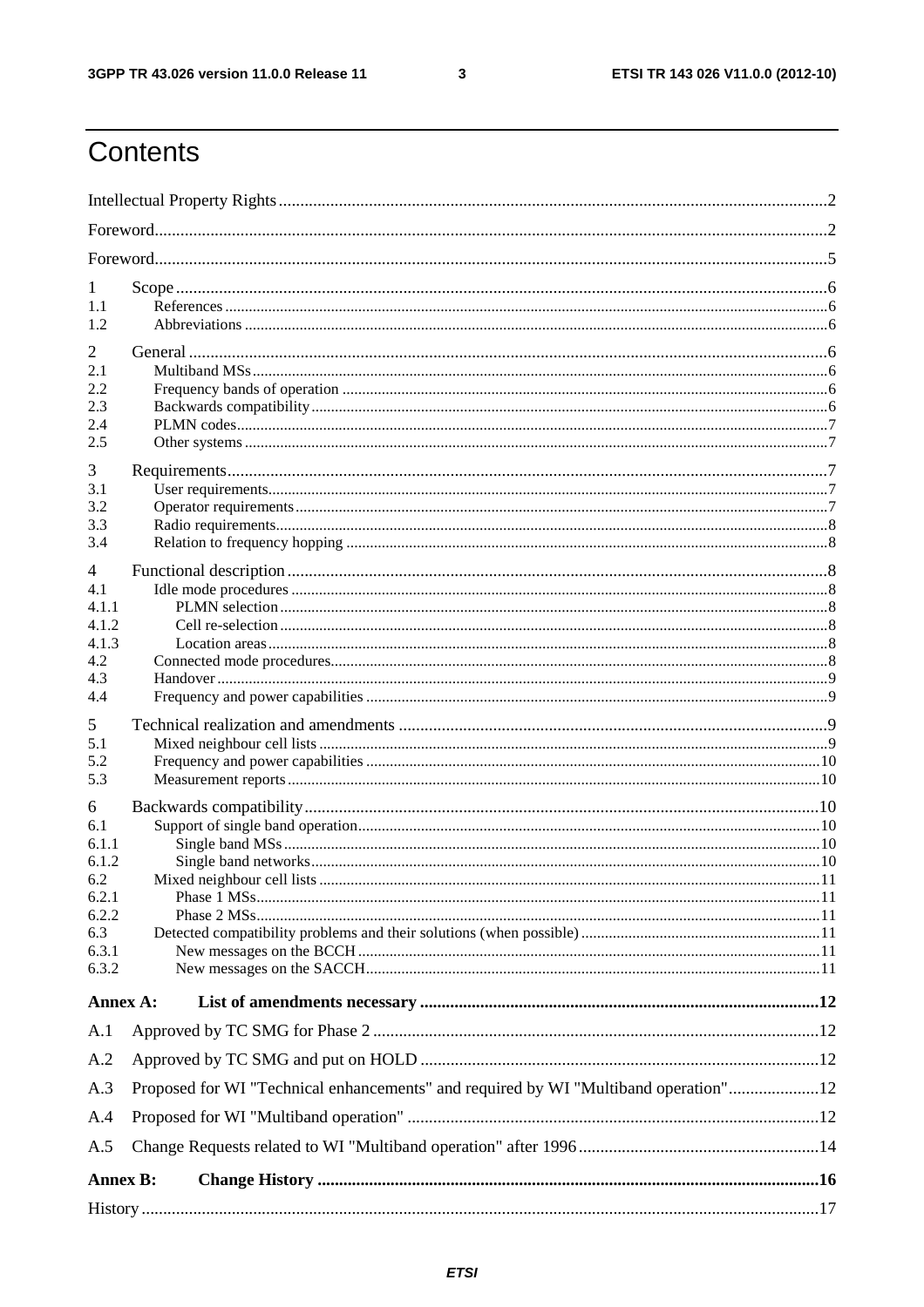# Contents

Intellectual Property Rights ..... 2

Foreword ..... 2

Foreword ..... 5

1 Scope ..... 6
- 1.1 References ..... 6
- 1.2 Abbreviations ..... 6

2 General ..... 6
- 2.1 Multiband MSs ..... 6
- 2.2 Frequency bands of operation ..... 6
- 2.3 Backwards compatibility ..... 6
- 2.4 PLMN codes ..... 7
- 2.5 Other systems ..... 7

3 Requirements ..... 7
- 3.1 User requirements ..... 7
- 3.2 Operator requirements ..... 7
- 3.3 Radio requirements ..... 8
- 3.4 Relation to frequency hopping ..... 8

4 Functional description ..... 8
- 4.1 Idle mode procedures ..... 8
  - 4.1.1 PLMN selection ..... 8
  - 4.1.2 Cell re-selection ..... 8
  - 4.1.3 Location areas ..... 8
- 4.2 Connected mode procedures ..... 8
- 4.3 Handover ..... 9
- 4.4 Frequency and power capabilities ..... 9

5 Technical realization and amendments ..... 9
- 5.1 Mixed neighbour cell lists ..... 9
- 5.2 Frequency and power capabilities ..... 10
- 5.3 Measurement reports ..... 10

6 Backwards compatibility ..... 10
- 6.1 Support of single band operation ..... 10
  - 6.1.1 Single band MSs ..... 10
  - 6.1.2 Single band networks ..... 10
- 6.2 Mixed neighbour cell lists ..... 11
  - 6.2.1 Phase 1 MSs ..... 11
  - 6.2.2 Phase 2 MSs ..... 11
- 6.3 Detected compatibility problems and their solutions (when possible) ..... 11
  - 6.3.1 New messages on the BCCH ..... 11
  - 6.3.2 New messages on the SACCH ..... 11

**Annex A: List of amendments necessary ..... 12**

A.1 Approved by TC SMG for Phase 2 ..... 12

A.2 Approved by TC SMG and put on HOLD ..... 12

A.3 Proposed for WI "Technical enhancements" and required by WI "Multiband operation" ..... 12

A.4 Proposed for WI "Multiband operation" ..... 12

A.5 Change Requests related to WI "Multiband operation" after 1996 ..... 14

**Annex B: Change History ..... 16**

History ..... 17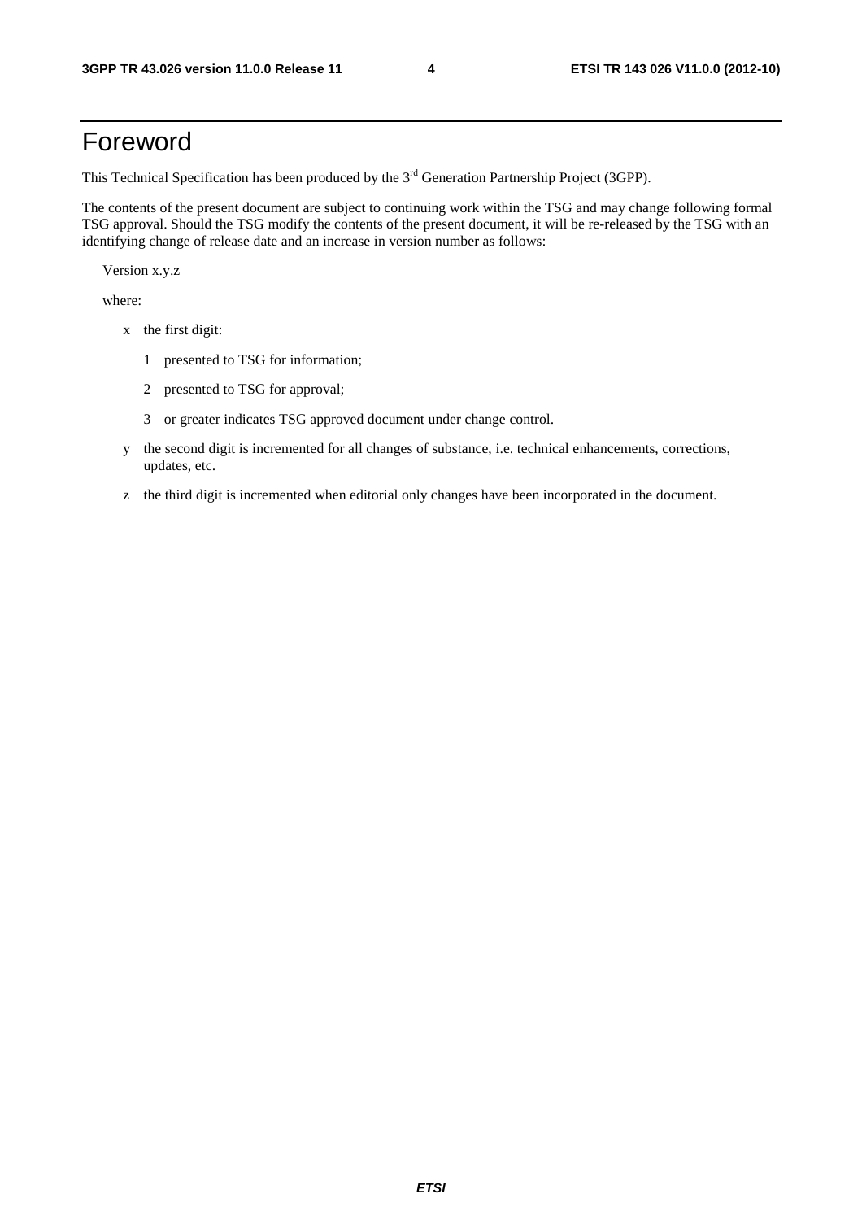# Foreword

This Technical Specification has been produced by the 3rd Generation Partnership Project (3GPP).

The contents of the present document are subject to continuing work within the TSG and may change following formal TSG approval. Should the TSG modify the contents of the present document, it will be re-released by the TSG with an identifying change of release date and an increase in version number as follows:

Version x.y.z

where:

- x the first digit:
  - 1 presented to TSG for information;
  - 2 presented to TSG for approval;
  - 3 or greater indicates TSG approved document under change control.
- y the second digit is incremented for all changes of substance, i.e. technical enhancements, corrections, updates, etc.
- z the third digit is incremented when editorial only changes have been incorporated in the document.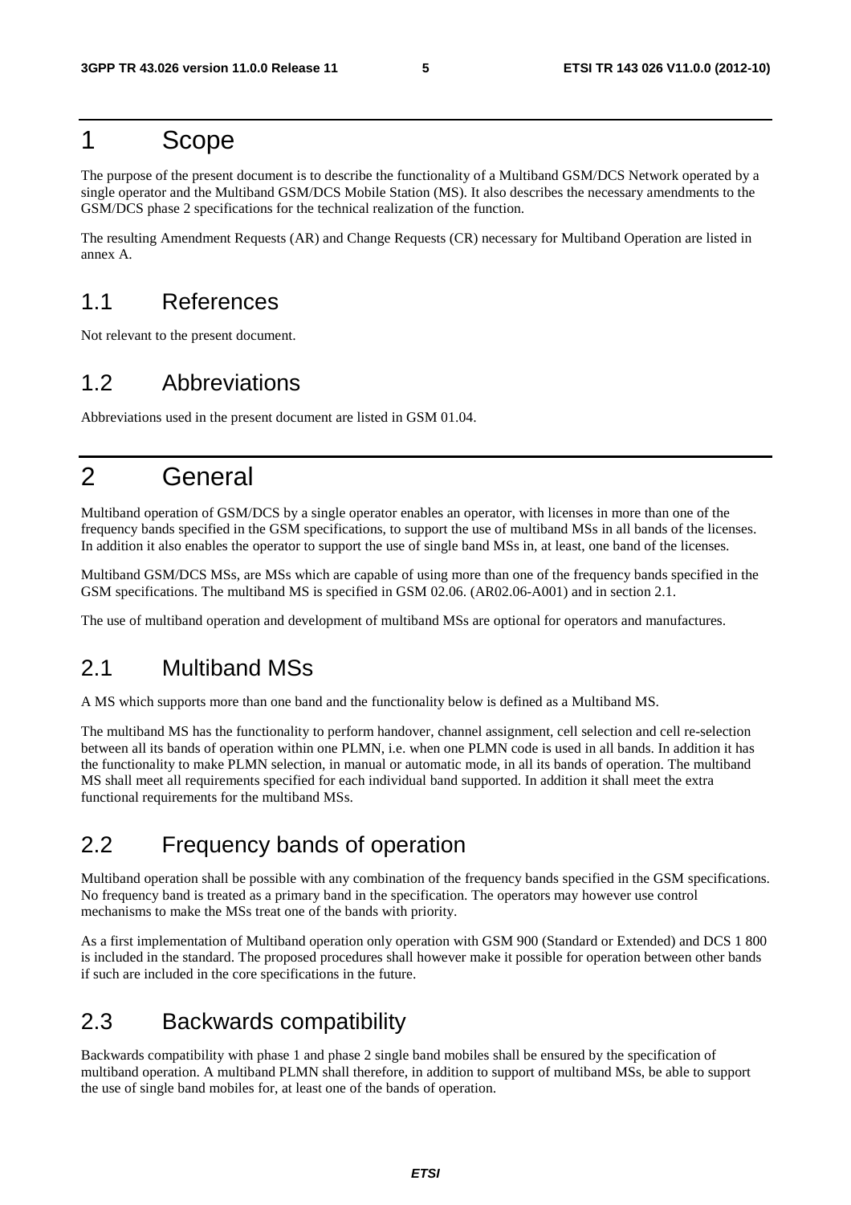# 1 Scope

The purpose of the present document is to describe the functionality of a Multiband GSM/DCS Network operated by a single operator and the Multiband GSM/DCS Mobile Station (MS). It also describes the necessary amendments to the GSM/DCS phase 2 specifications for the technical realization of the function.

The resulting Amendment Requests (AR) and Change Requests (CR) necessary for Multiband Operation are listed in annex A.

## 1.1 References

Not relevant to the present document.

## 1.2 Abbreviations

Abbreviations used in the present document are listed in GSM 01.04.

# 2 General

Multiband operation of GSM/DCS by a single operator enables an operator, with licenses in more than one of the frequency bands specified in the GSM specifications, to support the use of multiband MSs in all bands of the licenses. In addition it also enables the operator to support the use of single band MSs in, at least, one band of the licenses.

Multiband GSM/DCS MSs, are MSs which are capable of using more than one of the frequency bands specified in the GSM specifications. The multiband MS is specified in GSM 02.06. (AR02.06-A001) and in section 2.1.

The use of multiband operation and development of multiband MSs are optional for operators and manufactures.

## 2.1 Multiband MSs

A MS which supports more than one band and the functionality below is defined as a Multiband MS.

The multiband MS has the functionality to perform handover, channel assignment, cell selection and cell re-selection between all its bands of operation within one PLMN, i.e. when one PLMN code is used in all bands. In addition it has the functionality to make PLMN selection, in manual or automatic mode, in all its bands of operation. The multiband MS shall meet all requirements specified for each individual band supported. In addition it shall meet the extra functional requirements for the multiband MSs.

## 2.2 Frequency bands of operation

Multiband operation shall be possible with any combination of the frequency bands specified in the GSM specifications. No frequency band is treated as a primary band in the specification. The operators may however use control mechanisms to make the MSs treat one of the bands with priority.

As a first implementation of Multiband operation only operation with GSM 900 (Standard or Extended) and DCS 1 800 is included in the standard. The proposed procedures shall however make it possible for operation between other bands if such are included in the core specifications in the future.

## 2.3 Backwards compatibility

Backwards compatibility with phase 1 and phase 2 single band mobiles shall be ensured by the specification of multiband operation. A multiband PLMN shall therefore, in addition to support of multiband MSs, be able to support the use of single band mobiles for, at least one of the bands of operation.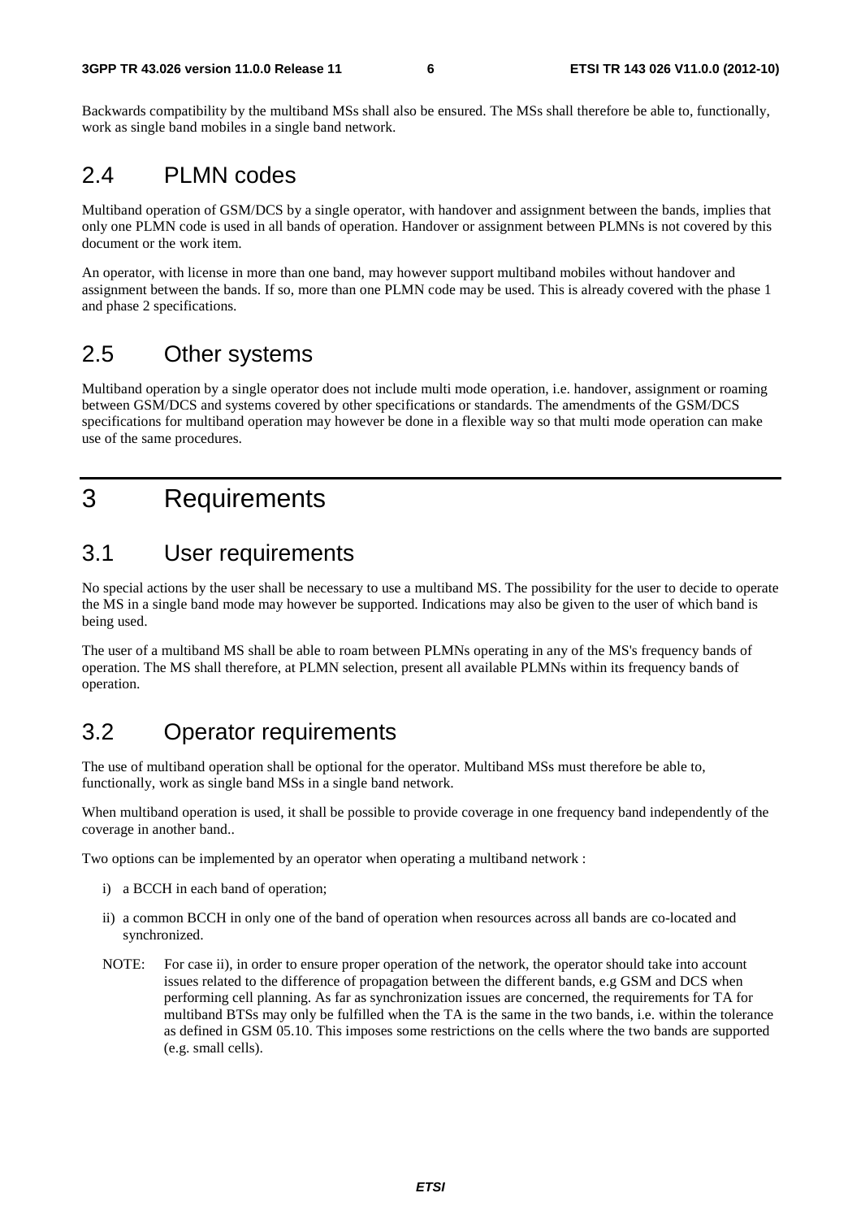Backwards compatibility by the multiband MSs shall also be ensured. The MSs shall therefore be able to, functionally, work as single band mobiles in a single band network.

## 2.4 PLMN codes

Multiband operation of GSM/DCS by a single operator, with handover and assignment between the bands, implies that only one PLMN code is used in all bands of operation. Handover or assignment between PLMNs is not covered by this document or the work item.

An operator, with license in more than one band, may however support multiband mobiles without handover and assignment between the bands. If so, more than one PLMN code may be used. This is already covered with the phase 1 and phase 2 specifications.

## 2.5 Other systems

Multiband operation by a single operator does not include multi mode operation, i.e. handover, assignment or roaming between GSM/DCS and systems covered by other specifications or standards. The amendments of the GSM/DCS specifications for multiband operation may however be done in a flexible way so that multi mode operation can make use of the same procedures.

# 3 Requirements

## 3.1 User requirements

No special actions by the user shall be necessary to use a multiband MS. The possibility for the user to decide to operate the MS in a single band mode may however be supported. Indications may also be given to the user of which band is being used.

The user of a multiband MS shall be able to roam between PLMNs operating in any of the MS's frequency bands of operation. The MS shall therefore, at PLMN selection, present all available PLMNs within its frequency bands of operation.

## 3.2 Operator requirements

The use of multiband operation shall be optional for the operator. Multiband MSs must therefore be able to, functionally, work as single band MSs in a single band network.

When multiband operation is used, it shall be possible to provide coverage in one frequency band independently of the coverage in another band..

Two options can be implemented by an operator when operating a multiband network :

i) a BCCH in each band of operation;

ii) a common BCCH in only one of the band of operation when resources across all bands are co-located and synchronized.

NOTE: For case ii), in order to ensure proper operation of the network, the operator should take into account issues related to the difference of propagation between the different bands, e.g GSM and DCS when performing cell planning. As far as synchronization issues are concerned, the requirements for TA for multiband BTSs may only be fulfilled when the TA is the same in the two bands, i.e. within the tolerance as defined in GSM 05.10. This imposes some restrictions on the cells where the two bands are supported (e.g. small cells).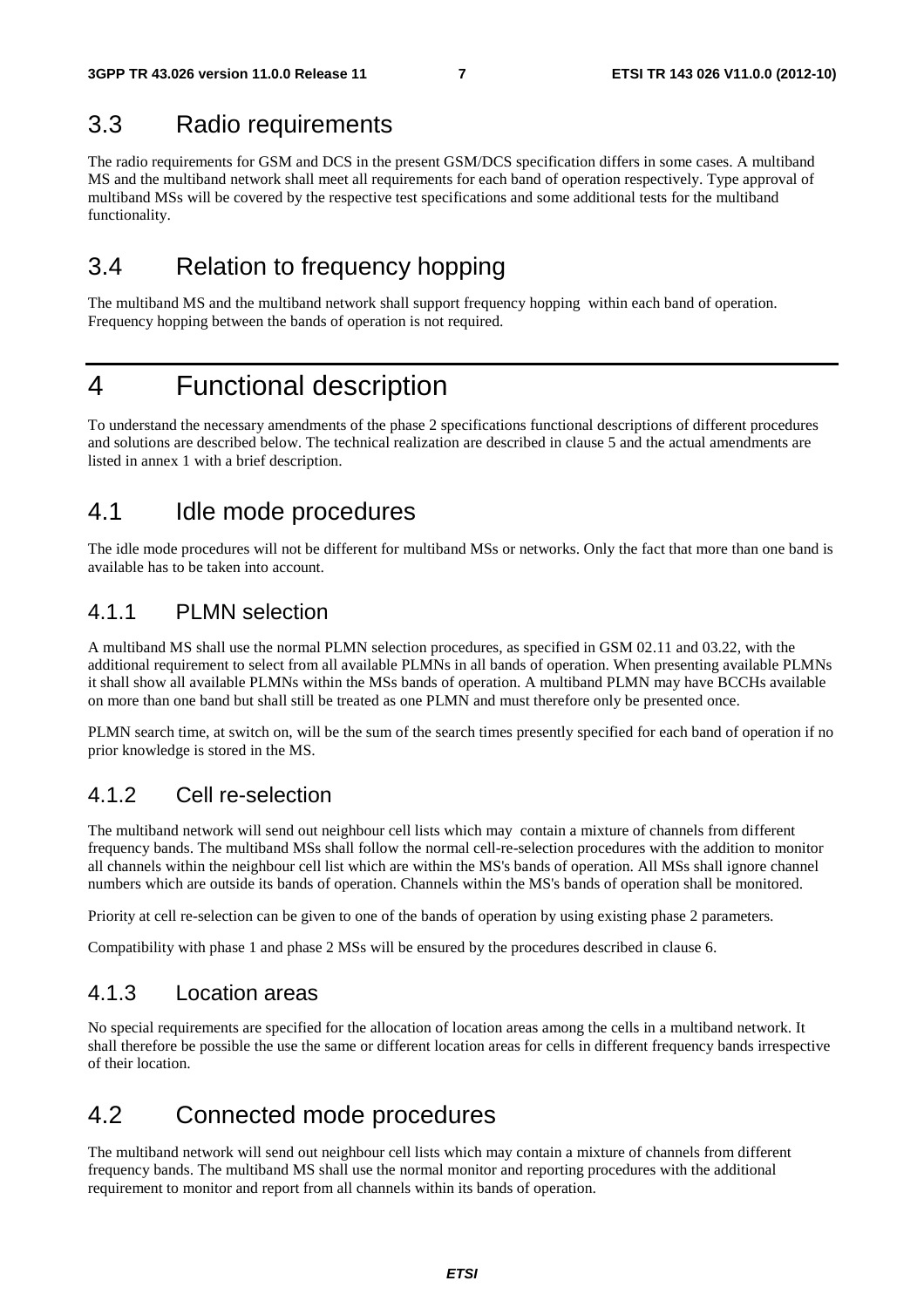## 3.3 Radio requirements

The radio requirements for GSM and DCS in the present GSM/DCS specification differs in some cases. A multiband MS and the multiband network shall meet all requirements for each band of operation respectively. Type approval of multiband MSs will be covered by the respective test specifications and some additional tests for the multiband functionality.

## 3.4 Relation to frequency hopping

The multiband MS and the multiband network shall support frequency hopping within each band of operation. Frequency hopping between the bands of operation is not required.

# 4 Functional description

To understand the necessary amendments of the phase 2 specifications functional descriptions of different procedures and solutions are described below. The technical realization are described in clause 5 and the actual amendments are listed in annex 1 with a brief description.

## 4.1 Idle mode procedures

The idle mode procedures will not be different for multiband MSs or networks. Only the fact that more than one band is available has to be taken into account.

### 4.1.1 PLMN selection

A multiband MS shall use the normal PLMN selection procedures, as specified in GSM 02.11 and 03.22, with the additional requirement to select from all available PLMNs in all bands of operation. When presenting available PLMNs it shall show all available PLMNs within the MSs bands of operation. A multiband PLMN may have BCCHs available on more than one band but shall still be treated as one PLMN and must therefore only be presented once.

PLMN search time, at switch on, will be the sum of the search times presently specified for each band of operation if no prior knowledge is stored in the MS.

### 4.1.2 Cell re-selection

The multiband network will send out neighbour cell lists which may contain a mixture of channels from different frequency bands. The multiband MSs shall follow the normal cell-re-selection procedures with the addition to monitor all channels within the neighbour cell list which are within the MS's bands of operation. All MSs shall ignore channel numbers which are outside its bands of operation. Channels within the MS's bands of operation shall be monitored.

Priority at cell re-selection can be given to one of the bands of operation by using existing phase 2 parameters.

Compatibility with phase 1 and phase 2 MSs will be ensured by the procedures described in clause 6.

### 4.1.3 Location areas

No special requirements are specified for the allocation of location areas among the cells in a multiband network. It shall therefore be possible the use the same or different location areas for cells in different frequency bands irrespective of their location.

## 4.2 Connected mode procedures

The multiband network will send out neighbour cell lists which may contain a mixture of channels from different frequency bands. The multiband MS shall use the normal monitor and reporting procedures with the additional requirement to monitor and report from all channels within its bands of operation.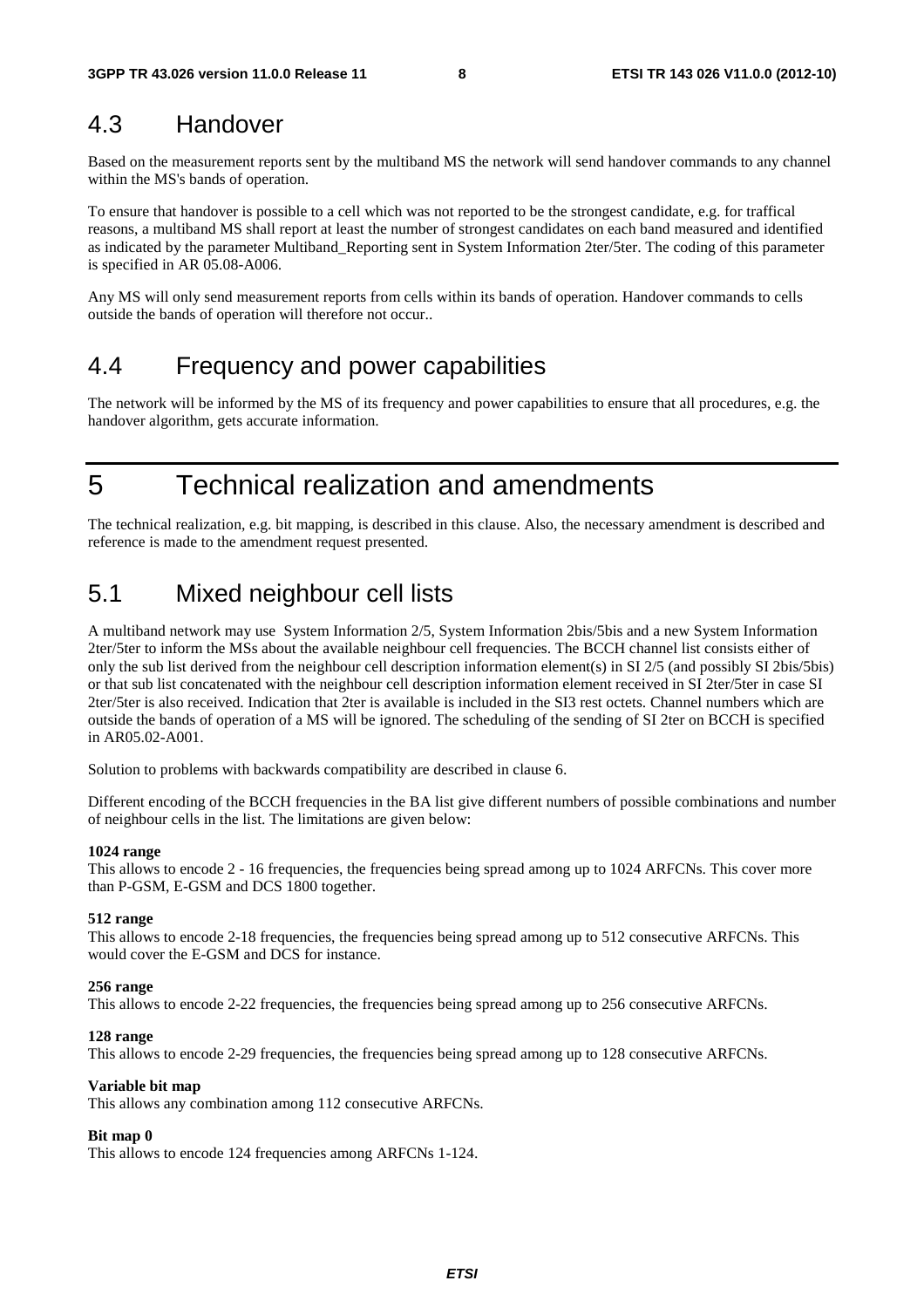## 4.3 Handover

Based on the measurement reports sent by the multiband MS the network will send handover commands to any channel within the MS's bands of operation.

To ensure that handover is possible to a cell which was not reported to be the strongest candidate, e.g. for traffical reasons, a multiband MS shall report at least the number of strongest candidates on each band measured and identified as indicated by the parameter Multiband_Reporting sent in System Information 2ter/5ter. The coding of this parameter is specified in AR 05.08-A006.

Any MS will only send measurement reports from cells within its bands of operation. Handover commands to cells outside the bands of operation will therefore not occur..

## 4.4 Frequency and power capabilities

The network will be informed by the MS of its frequency and power capabilities to ensure that all procedures, e.g. the handover algorithm, gets accurate information.

# 5 Technical realization and amendments

The technical realization, e.g. bit mapping, is described in this clause. Also, the necessary amendment is described and reference is made to the amendment request presented.

## 5.1 Mixed neighbour cell lists

A multiband network may use System Information 2/5, System Information 2bis/5bis and a new System Information 2ter/5ter to inform the MSs about the available neighbour cell frequencies. The BCCH channel list consists either of only the sub list derived from the neighbour cell description information element(s) in SI 2/5 (and possibly SI 2bis/5bis) or that sub list concatenated with the neighbour cell description information element received in SI 2ter/5ter in case SI 2ter/5ter is also received. Indication that 2ter is available is included in the SI3 rest octets. Channel numbers which are outside the bands of operation of a MS will be ignored. The scheduling of the sending of SI 2ter on BCCH is specified in AR05.02-A001.

Solution to problems with backwards compatibility are described in clause 6.

Different encoding of the BCCH frequencies in the BA list give different numbers of possible combinations and number of neighbour cells in the list. The limitations are given below:

**1024 range**
This allows to encode 2 - 16 frequencies, the frequencies being spread among up to 1024 ARFCNs. This cover more than P-GSM, E-GSM and DCS 1800 together.

**512 range**
This allows to encode 2-18 frequencies, the frequencies being spread among up to 512 consecutive ARFCNs. This would cover the E-GSM and DCS for instance.

**256 range**
This allows to encode 2-22 frequencies, the frequencies being spread among up to 256 consecutive ARFCNs.

**128 range**
This allows to encode 2-29 frequencies, the frequencies being spread among up to 128 consecutive ARFCNs.

**Variable bit map**
This allows any combination among 112 consecutive ARFCNs.

**Bit map 0**
This allows to encode 124 frequencies among ARFCNs 1-124.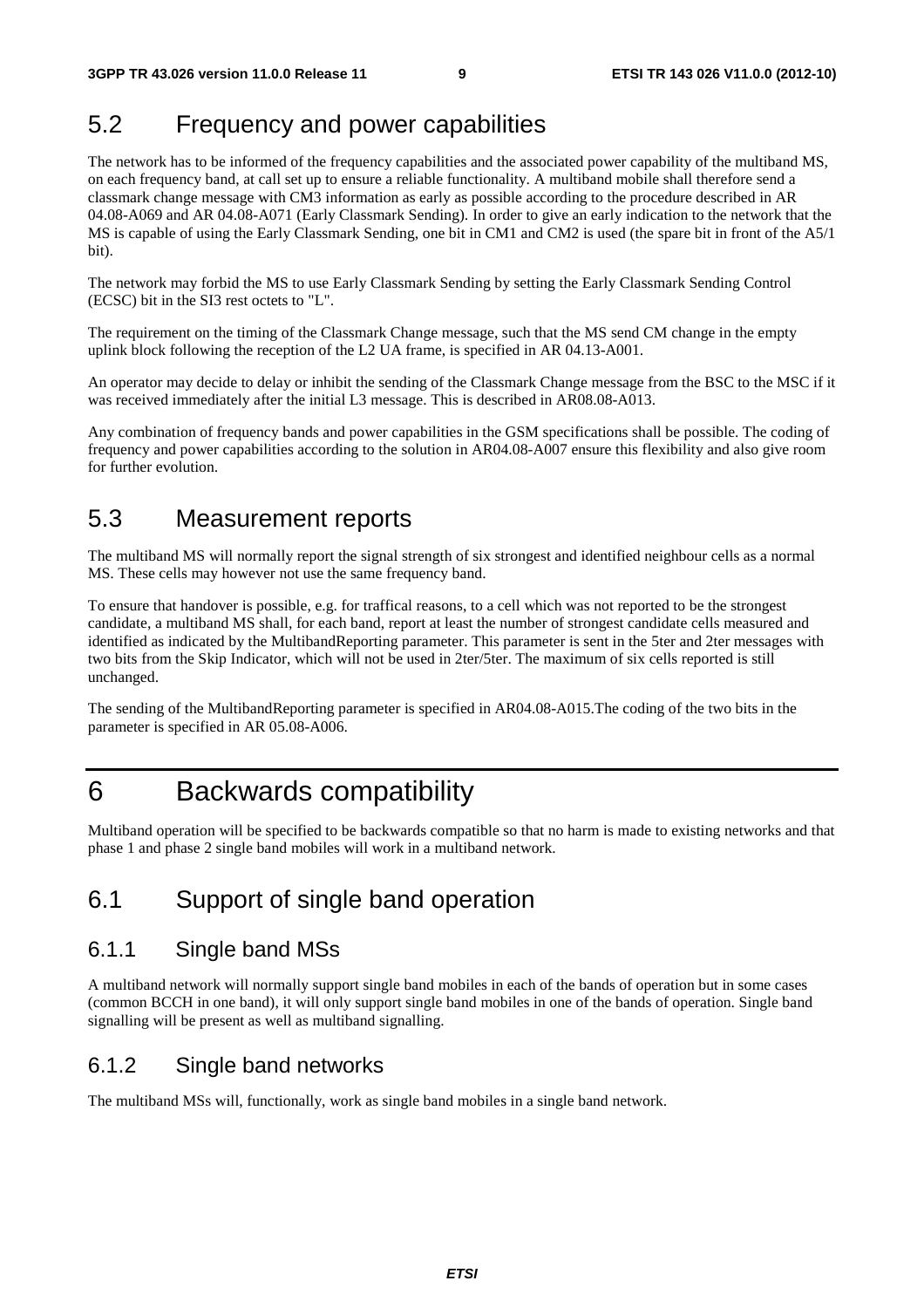## 5.2 Frequency and power capabilities

The network has to be informed of the frequency capabilities and the associated power capability of the multiband MS, on each frequency band, at call set up to ensure a reliable functionality. A multiband mobile shall therefore send a classmark change message with CM3 information as early as possible according to the procedure described in AR 04.08-A069 and AR 04.08-A071 (Early Classmark Sending). In order to give an early indication to the network that the MS is capable of using the Early Classmark Sending, one bit in CM1 and CM2 is used (the spare bit in front of the A5/1 bit).

The network may forbid the MS to use Early Classmark Sending by setting the Early Classmark Sending Control (ECSC) bit in the SI3 rest octets to "L".

The requirement on the timing of the Classmark Change message, such that the MS send CM change in the empty uplink block following the reception of the L2 UA frame, is specified in AR 04.13-A001.

An operator may decide to delay or inhibit the sending of the Classmark Change message from the BSC to the MSC if it was received immediately after the initial L3 message. This is described in AR08.08-A013.

Any combination of frequency bands and power capabilities in the GSM specifications shall be possible. The coding of frequency and power capabilities according to the solution in AR04.08-A007 ensure this flexibility and also give room for further evolution.

## 5.3 Measurement reports

The multiband MS will normally report the signal strength of six strongest and identified neighbour cells as a normal MS. These cells may however not use the same frequency band.

To ensure that handover is possible, e.g. for traffical reasons, to a cell which was not reported to be the strongest candidate, a multiband MS shall, for each band, report at least the number of strongest candidate cells measured and identified as indicated by the MultibandReporting parameter. This parameter is sent in the 5ter and 2ter messages with two bits from the Skip Indicator, which will not be used in 2ter/5ter. The maximum of six cells reported is still unchanged.

The sending of the MultibandReporting parameter is specified in AR04.08-A015.The coding of the two bits in the parameter is specified in AR 05.08-A006.

# 6 Backwards compatibility

Multiband operation will be specified to be backwards compatible so that no harm is made to existing networks and that phase 1 and phase 2 single band mobiles will work in a multiband network.

## 6.1 Support of single band operation

### 6.1.1 Single band MSs

A multiband network will normally support single band mobiles in each of the bands of operation but in some cases (common BCCH in one band), it will only support single band mobiles in one of the bands of operation. Single band signalling will be present as well as multiband signalling.

### 6.1.2 Single band networks

The multiband MSs will, functionally, work as single band mobiles in a single band network.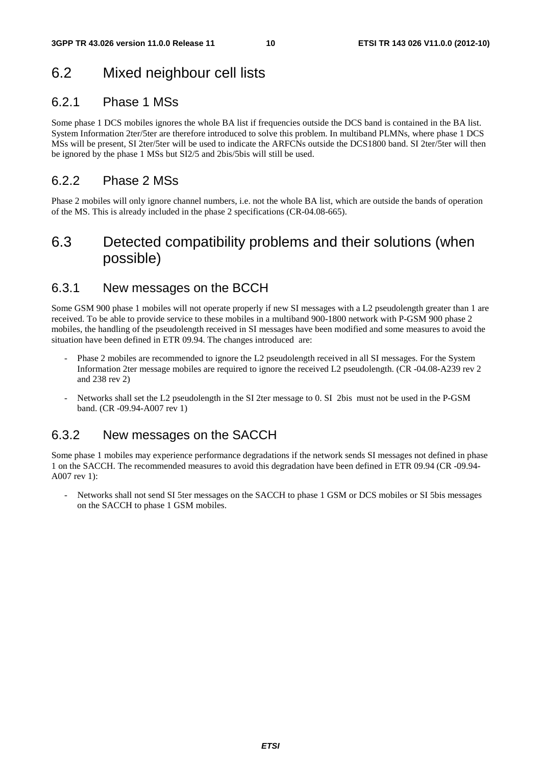## 6.2 Mixed neighbour cell lists

### 6.2.1 Phase 1 MSs

Some phase 1 DCS mobiles ignores the whole BA list if frequencies outside the DCS band is contained in the BA list. System Information 2ter/5ter are therefore introduced to solve this problem. In multiband PLMNs, where phase 1 DCS MSs will be present, SI 2ter/5ter will be used to indicate the ARFCNs outside the DCS1800 band. SI 2ter/5ter will then be ignored by the phase 1 MSs but SI2/5 and 2bis/5bis will still be used.

### 6.2.2 Phase 2 MSs

Phase 2 mobiles will only ignore channel numbers, i.e. not the whole BA list, which are outside the bands of operation of the MS. This is already included in the phase 2 specifications (CR-04.08-665).

## 6.3 Detected compatibility problems and their solutions (when possible)

### 6.3.1 New messages on the BCCH

Some GSM 900 phase 1 mobiles will not operate properly if new SI messages with a L2 pseudolength greater than 1 are received. To be able to provide service to these mobiles in a multiband 900-1800 network with P-GSM 900 phase 2 mobiles, the handling of the pseudolength received in SI messages have been modified and some measures to avoid the situation have been defined in ETR 09.94. The changes introduced are:

- Phase 2 mobiles are recommended to ignore the L2 pseudolength received in all SI messages. For the System Information 2ter message mobiles are required to ignore the received L2 pseudolength. (CR -04.08-A239 rev 2 and 238 rev 2)
- Networks shall set the L2 pseudolength in the SI 2ter message to 0. SI 2bis must not be used in the P-GSM band. (CR -09.94-A007 rev 1)

### 6.3.2 New messages on the SACCH

Some phase 1 mobiles may experience performance degradations if the network sends SI messages not defined in phase 1 on the SACCH. The recommended measures to avoid this degradation have been defined in ETR 09.94 (CR -09.94-A007 rev 1):

- Networks shall not send SI 5ter messages on the SACCH to phase 1 GSM or DCS mobiles or SI 5bis messages on the SACCH to phase 1 GSM mobiles.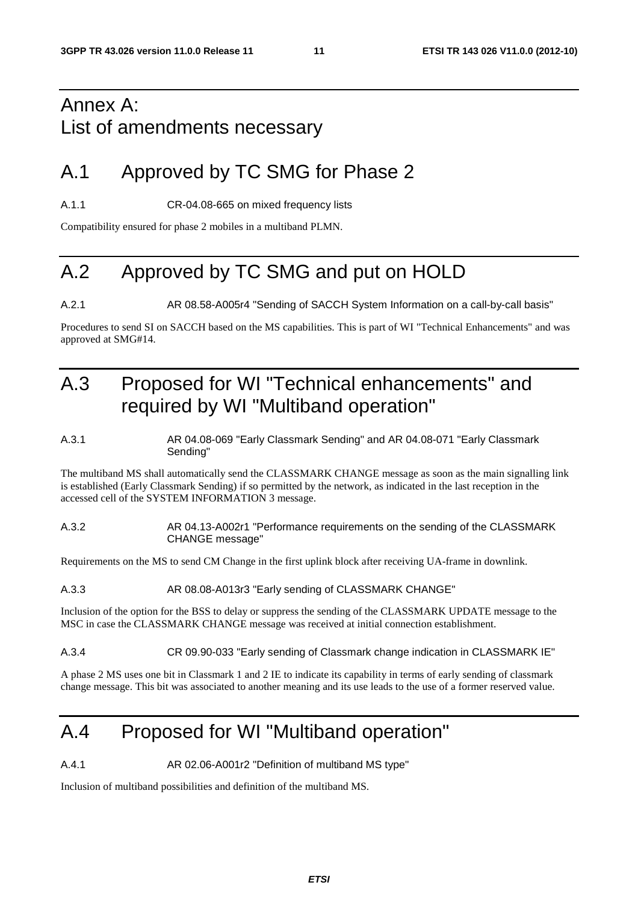# Annex A: List of amendments necessary

# A.1 Approved by TC SMG for Phase 2

A.1.1 CR-04.08-665 on mixed frequency lists

Compatibility ensured for phase 2 mobiles in a multiband PLMN.

# A.2 Approved by TC SMG and put on HOLD

A.2.1 AR 08.58-A005r4 "Sending of SACCH System Information on a call-by-call basis"

Procedures to send SI on SACCH based on the MS capabilities. This is part of WI "Technical Enhancements" and was approved at SMG#14.

# A.3 Proposed for WI "Technical enhancements" and required by WI "Multiband operation"

A.3.1 AR 04.08-069 "Early Classmark Sending" and AR 04.08-071 "Early Classmark Sending"

The multiband MS shall automatically send the CLASSMARK CHANGE message as soon as the main signalling link is established (Early Classmark Sending) if so permitted by the network, as indicated in the last reception in the accessed cell of the SYSTEM INFORMATION 3 message.

A.3.2 AR 04.13-A002r1 "Performance requirements on the sending of the CLASSMARK CHANGE message"

Requirements on the MS to send CM Change in the first uplink block after receiving UA-frame in downlink.

A.3.3 AR 08.08-A013r3 "Early sending of CLASSMARK CHANGE"

Inclusion of the option for the BSS to delay or suppress the sending of the CLASSMARK UPDATE message to the MSC in case the CLASSMARK CHANGE message was received at initial connection establishment.

A.3.4 CR 09.90-033 "Early sending of Classmark change indication in CLASSMARK IE"

A phase 2 MS uses one bit in Classmark 1 and 2 IE to indicate its capability in terms of early sending of classmark change message. This bit was associated to another meaning and its use leads to the use of a former reserved value.

# A.4 Proposed for WI "Multiband operation"

A.4.1 AR 02.06-A001r2 "Definition of multiband MS type"

Inclusion of multiband possibilities and definition of the multiband MS.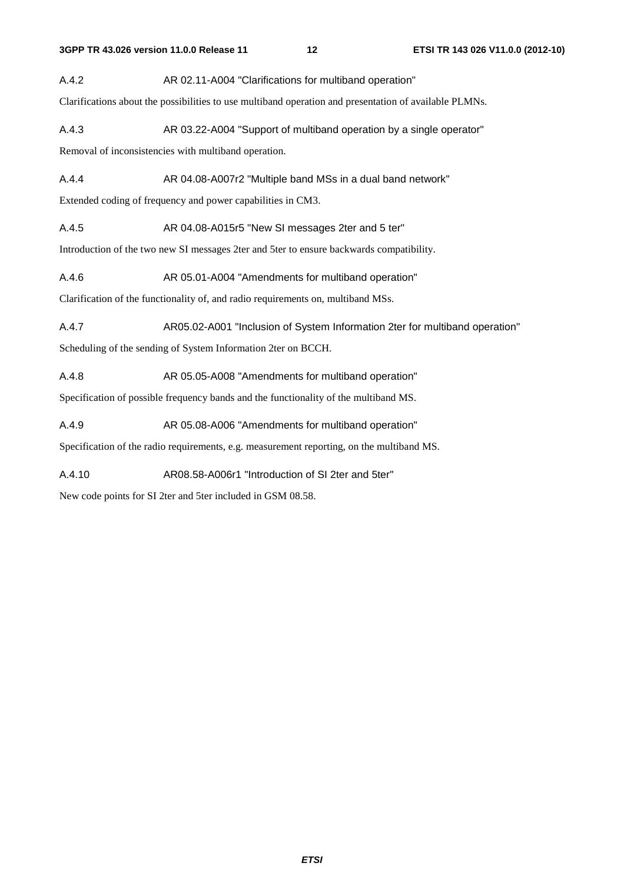### A.4.2 AR 02.11-A004 "Clarifications for multiband operation"

Clarifications about the possibilities to use multiband operation and presentation of available PLMNs.

### A.4.3 AR 03.22-A004 "Support of multiband operation by a single operator"

Removal of inconsistencies with multiband operation.

### A.4.4 AR 04.08-A007r2 "Multiple band MSs in a dual band network"

Extended coding of frequency and power capabilities in CM3.

### A.4.5 AR 04.08-A015r5 "New SI messages 2ter and 5 ter"

Introduction of the two new SI messages 2ter and 5ter to ensure backwards compatibility.

### A.4.6 AR 05.01-A004 "Amendments for multiband operation"

Clarification of the functionality of, and radio requirements on, multiband MSs.

### A.4.7 AR05.02-A001 "Inclusion of System Information 2ter for multiband operation"

Scheduling of the sending of System Information 2ter on BCCH.

### A.4.8 AR 05.05-A008 "Amendments for multiband operation"

Specification of possible frequency bands and the functionality of the multiband MS.

### A.4.9 AR 05.08-A006 "Amendments for multiband operation"

Specification of the radio requirements, e.g. measurement reporting, on the multiband MS.

### A.4.10 AR08.58-A006r1 "Introduction of SI 2ter and 5ter"

New code points for SI 2ter and 5ter included in GSM 08.58.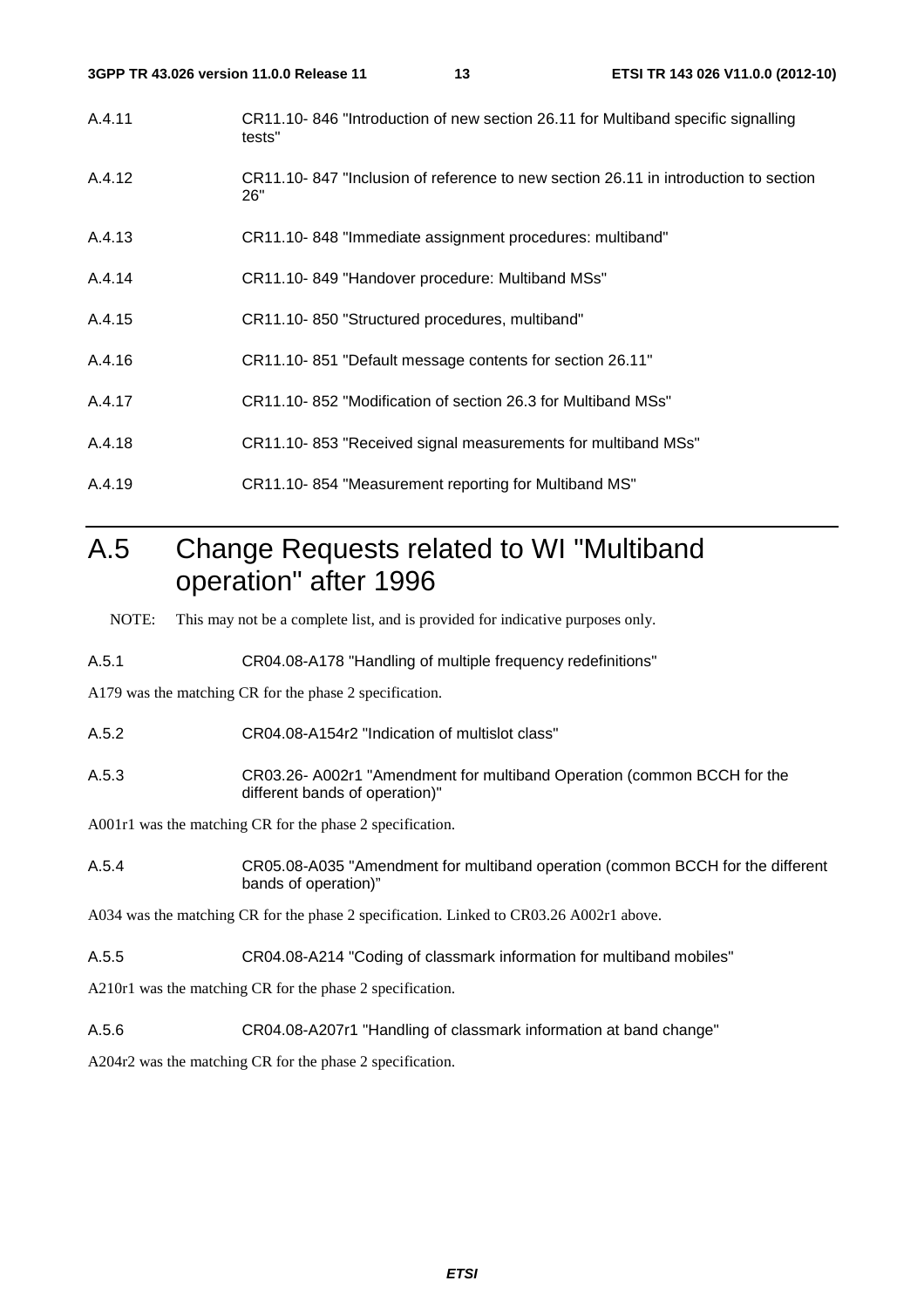A.4.11 CR11.10- 846 "Introduction of new section 26.11 for Multiband specific signalling tests"

A.4.12 CR11.10- 847 "Inclusion of reference to new section 26.11 in introduction to section 26"

A.4.13 CR11.10- 848 "Immediate assignment procedures: multiband"

A.4.14 CR11.10- 849 "Handover procedure: Multiband MSs"

A.4.15 CR11.10- 850 "Structured procedures, multiband"

A.4.16 CR11.10- 851 "Default message contents for section 26.11"

A.4.17 CR11.10- 852 "Modification of section 26.3 for Multiband MSs"

A.4.18 CR11.10- 853 "Received signal measurements for multiband MSs"

A.4.19 CR11.10- 854 "Measurement reporting for Multiband MS"

# A.5 Change Requests related to WI "Multiband operation" after 1996

NOTE: This may not be a complete list, and is provided for indicative purposes only.

A.5.1 CR04.08-A178 "Handling of multiple frequency redefinitions"

A179 was the matching CR for the phase 2 specification.

A.5.2 CR04.08-A154r2 "Indication of multislot class"

A.5.3 CR03.26- A002r1 "Amendment for multiband Operation (common BCCH for the different bands of operation)"

A001r1 was the matching CR for the phase 2 specification.

A.5.4 CR05.08-A035 "Amendment for multiband operation (common BCCH for the different bands of operation)"

A034 was the matching CR for the phase 2 specification. Linked to CR03.26 A002r1 above.

A.5.5 CR04.08-A214 "Coding of classmark information for multiband mobiles"

A210r1 was the matching CR for the phase 2 specification.

A.5.6 CR04.08-A207r1 "Handling of classmark information at band change"

A204r2 was the matching CR for the phase 2 specification.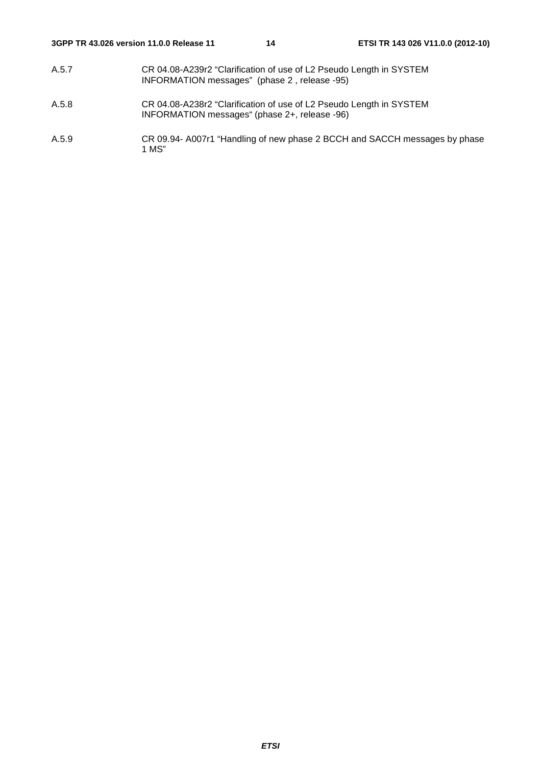A.5.7 CR 04.08-A239r2 “Clarification of use of L2 Pseudo Length in SYSTEM INFORMATION messages” (phase 2 , release -95)

A.5.8 CR 04.08-A238r2 “Clarification of use of L2 Pseudo Length in SYSTEM INFORMATION messages“ (phase 2+, release -96)

A.5.9 CR 09.94- A007r1 “Handling of new phase 2 BCCH and SACCH messages by phase 1 MS”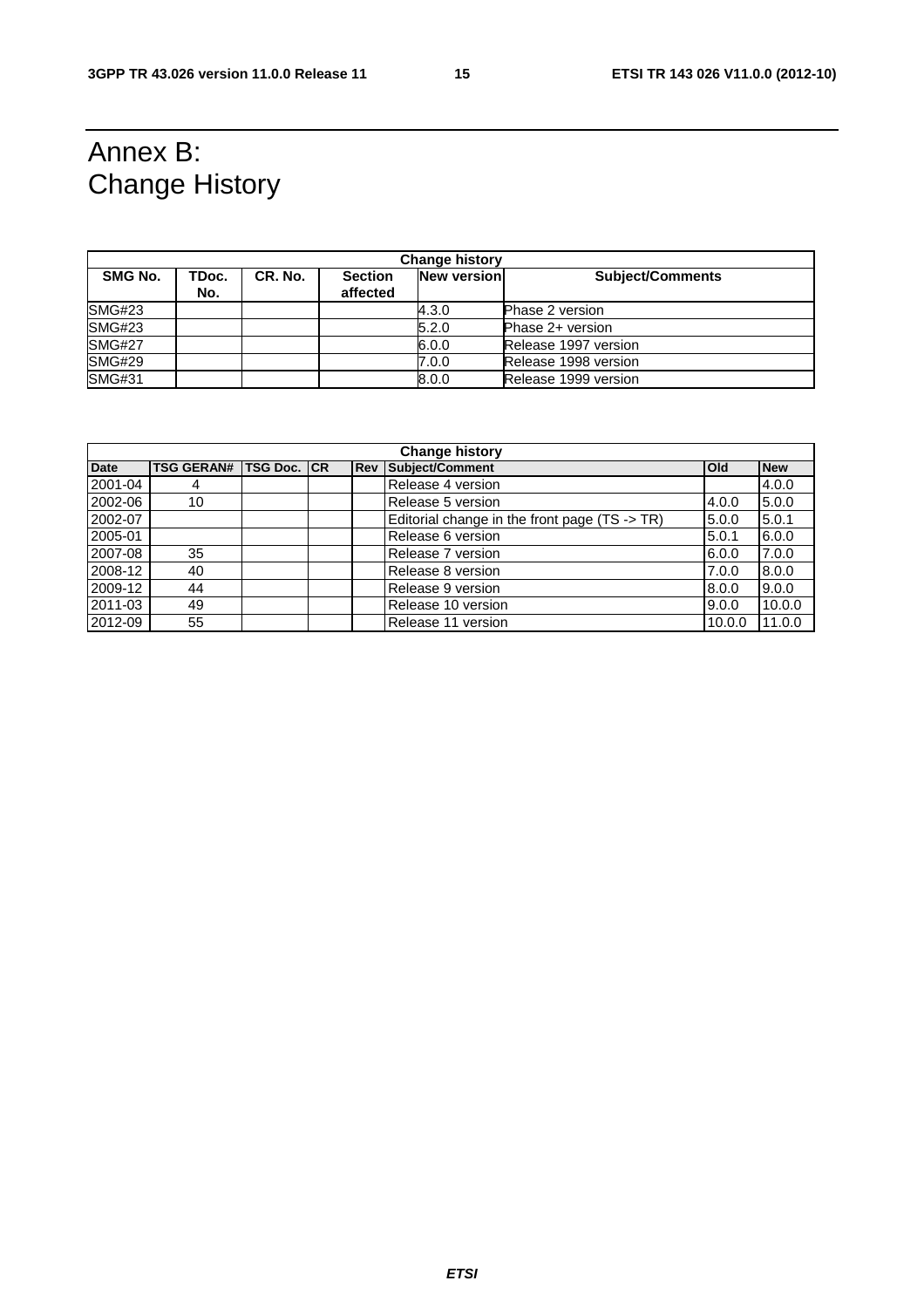# Annex B: Change History

| Change history | | | | | |
|---|---|---|---|---|---|
| **SMG No.** | **TDoc. No.** | **CR. No.** | **Section affected** | **New version** | **Subject/Comments** |
| SMG#23 | | | | 4.3.0 | Phase 2 version |
| SMG#23 | | | | 5.2.0 | Phase 2+ version |
| SMG#27 | | | | 6.0.0 | Release 1997 version |
| SMG#29 | | | | 7.0.0 | Release 1998 version |
| SMG#31 | | | | 8.0.0 | Release 1999 version |

| Change history | | | | | | | |
|---|---|---|---|---|---|---|---|
| **Date** | **TSG GERAN#** | **TSG Doc.** | **CR** | **Rev** | **Subject/Comment** | **Old** | **New** |
| 2001-04 | 4 | | | | Release 4 version | | 4.0.0 |
| 2002-06 | 10 | | | | Release 5 version | 4.0.0 | 5.0.0 |
| 2002-07 | | | | | Editorial change in the front page (TS -> TR) | 5.0.0 | 5.0.1 |
| 2005-01 | | | | | Release 6 version | 5.0.1 | 6.0.0 |
| 2007-08 | 35 | | | | Release 7 version | 6.0.0 | 7.0.0 |
| 2008-12 | 40 | | | | Release 8 version | 7.0.0 | 8.0.0 |
| 2009-12 | 44 | | | | Release 9 version | 8.0.0 | 9.0.0 |
| 2011-03 | 49 | | | | Release 10 version | 9.0.0 | 10.0.0 |
| 2012-09 | 55 | | | | Release 11 version | 10.0.0 | 11.0.0 |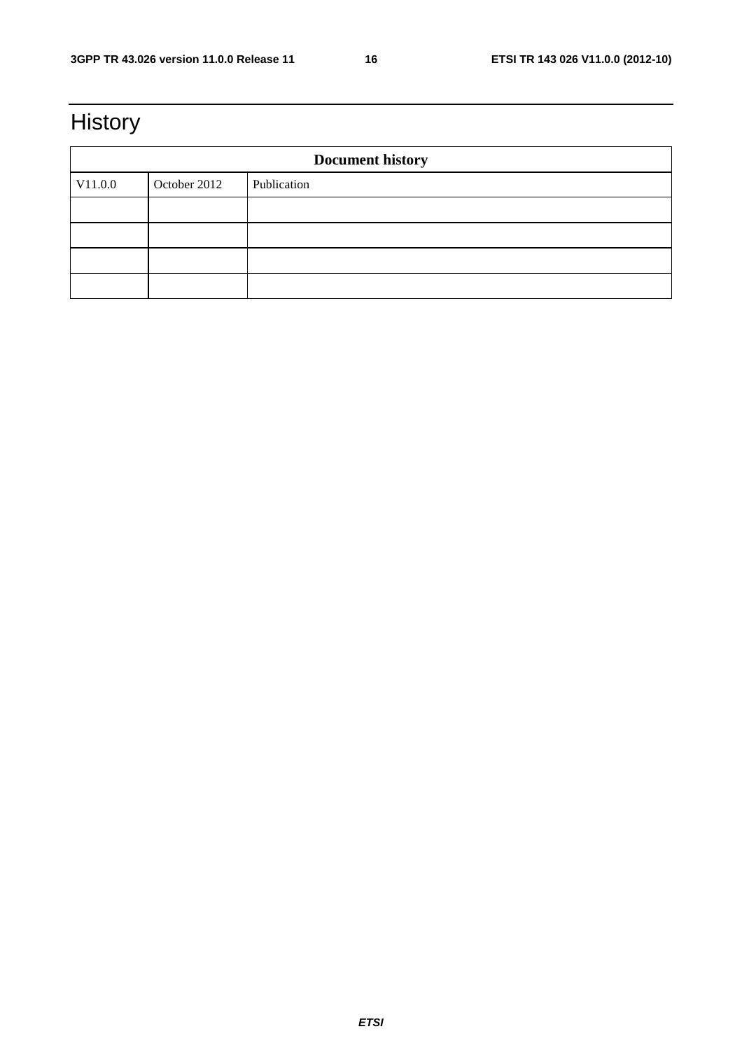# History

| Document history | | |
|---|---|---|
| V11.0.0 | October 2012 | Publication |
| | | |
| | | |
| | | |
| | | |